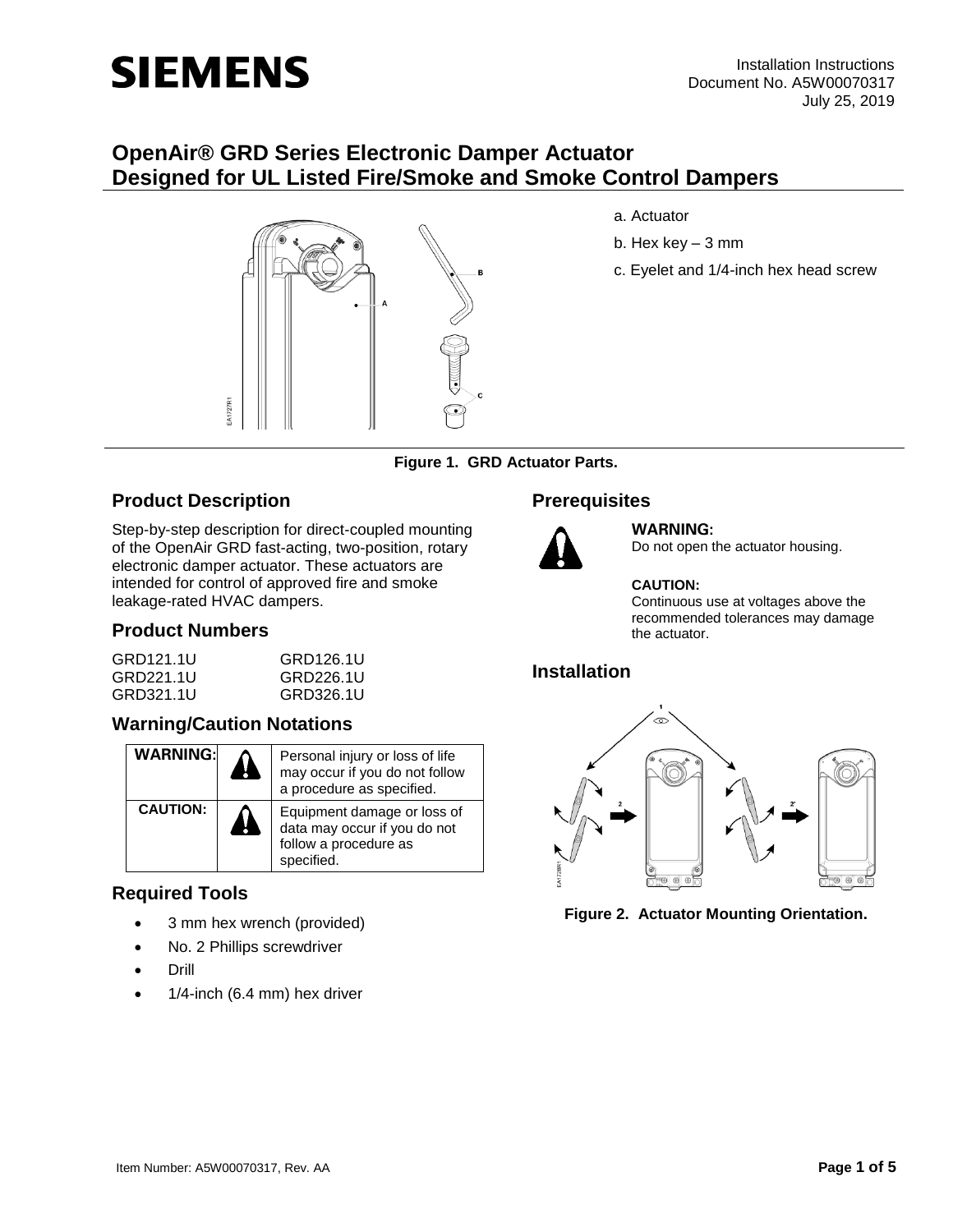Installation Instructions
Document No. A5W00070317
July 25, 2019

# OpenAir® GRD Series Electronic Damper Actuator Designed for UL Listed Fire/Smoke and Smoke Control Dampers

a. Actuator

b. Hex key – 3 mm

c. Eyelet and 1/4-inch hex head screw

**Figure 1. GRD Actuator Parts.**

## Product Description

Step-by-step description for direct-coupled mounting of the OpenAir GRD fast-acting, two-position, rotary electronic damper actuator. These actuators are intended for control of approved fire and smoke leakage-rated HVAC dampers.

## Product Numbers

| | |
|---|---|
| GRD121.1U | GRD126.1U |
| GRD221.1U | GRD226.1U |
| GRD321.1U | GRD326.1U |

## Warning/Caution Notations

| | | |
|---|---|---|
| **WARNING:** | | Personal injury or loss of life may occur if you do not follow a procedure as specified. |
| **CAUTION:** | | Equipment damage or loss of data may occur if you do not follow a procedure as specified. |

## Required Tools

- 3 mm hex wrench (provided)
- No. 2 Phillips screwdriver
- Drill
- 1/4-inch (6.4 mm) hex driver

## Prerequisites

**WARNING:**
Do not open the actuator housing.

**CAUTION:**
Continuous use at voltages above the recommended tolerances may damage the actuator.

## Installation

**Figure 2. Actuator Mounting Orientation.**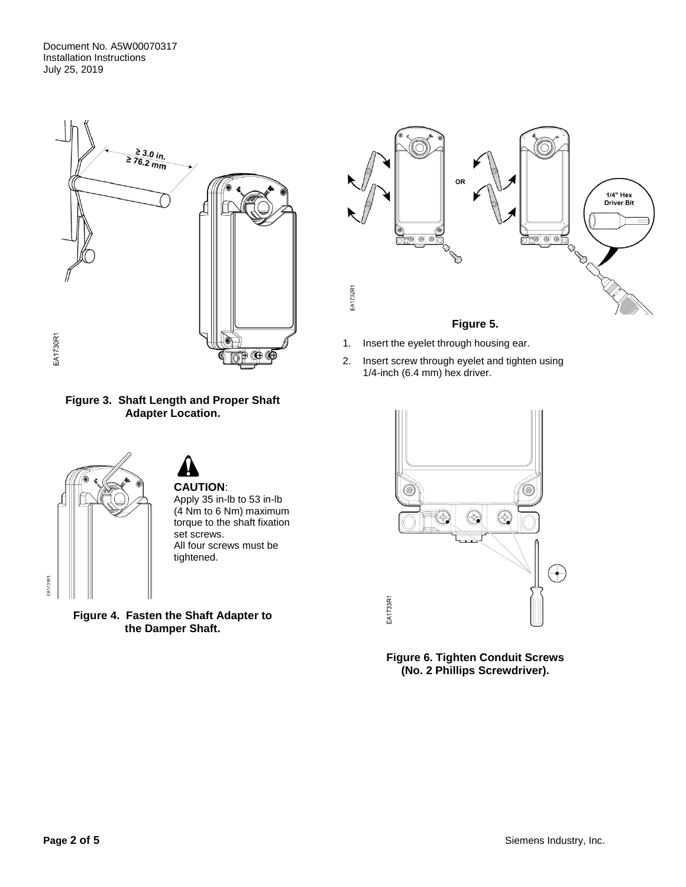**Figure 3. Shaft Length and Proper Shaft Adapter Location.**

**CAUTION**:
Apply 35 in-lb to 53 in-lb (4 Nm to 6 Nm) maximum torque to the shaft fixation set screws.
All four screws must be tightened.

**Figure 4. Fasten the Shaft Adapter to the Damper Shaft.**

**Figure 5.**

1. Insert the eyelet through housing ear.
2. Insert screw through eyelet and tighten using 1/4-inch (6.4 mm) hex driver.

**Figure 6. Tighten Conduit Screws (No. 2 Phillips Screwdriver).**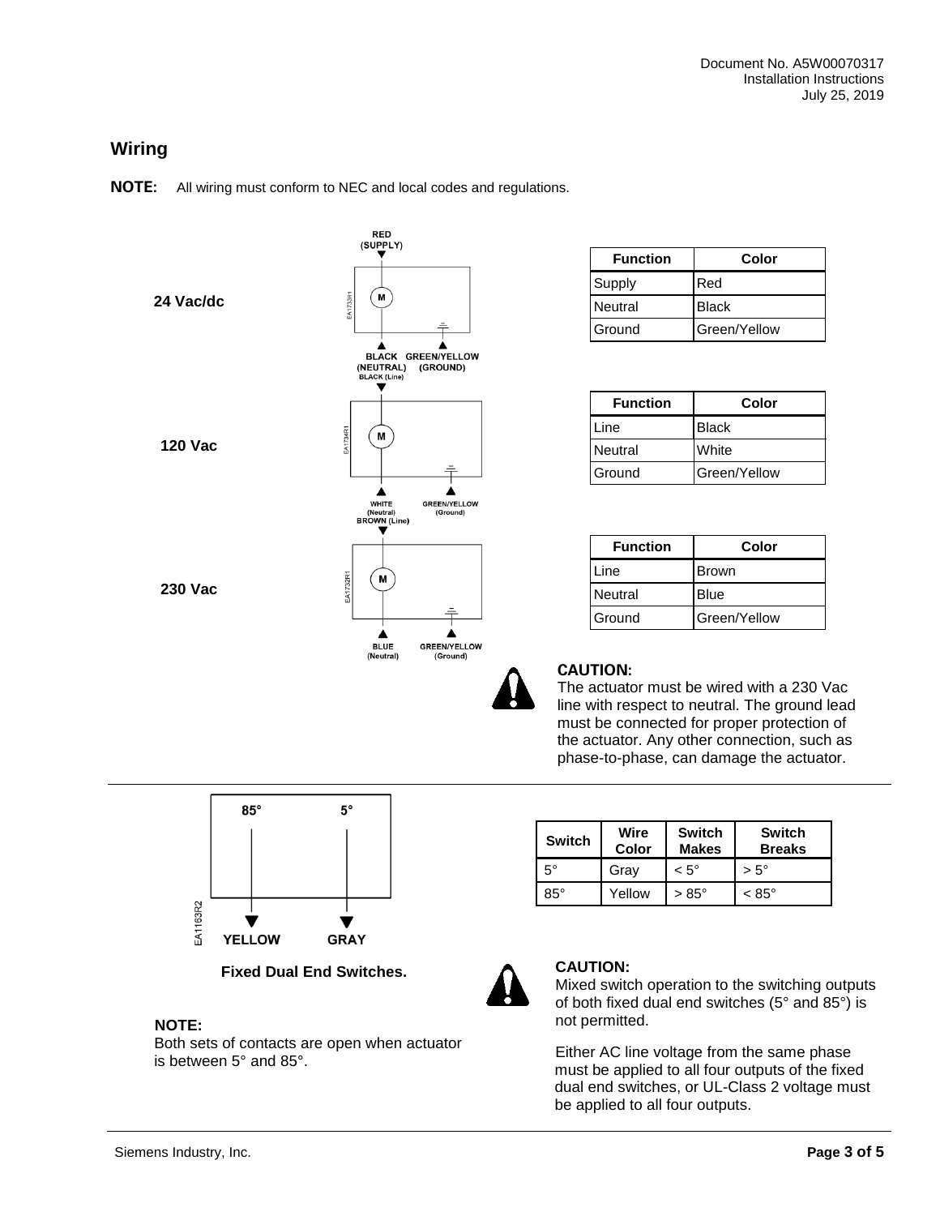## Wiring

**NOTE:** All wiring must conform to NEC and local codes and regulations.

**24 Vac/dc**

| Function | Color |
|---|---|
| Supply | Red |
| Neutral | Black |
| Ground | Green/Yellow |

**120 Vac**

| Function | Color |
|---|---|
| Line | Black |
| Neutral | White |
| Ground | Green/Yellow |

**230 Vac**

| Function | Color |
|---|---|
| Line | Brown |
| Neutral | Blue |
| Ground | Green/Yellow |

**CAUTION:**
The actuator must be wired with a 230 Vac line with respect to neutral. The ground lead must be connected for proper protection of the actuator. Any other connection, such as phase-to-phase, can damage the actuator.

**Fixed Dual End Switches.**

| Switch | Wire Color | Switch Makes | Switch Breaks |
|---|---|---|---|
| 5° | Gray | < 5° | > 5° |
| 85° | Yellow | > 85° | < 85° |

**NOTE:**
Both sets of contacts are open when actuator is between 5° and 85°.

**CAUTION:**
Mixed switch operation to the switching outputs of both fixed dual end switches (5° and 85°) is not permitted.

Either AC line voltage from the same phase must be applied to all four outputs of the fixed dual end switches, or UL-Class 2 voltage must be applied to all four outputs.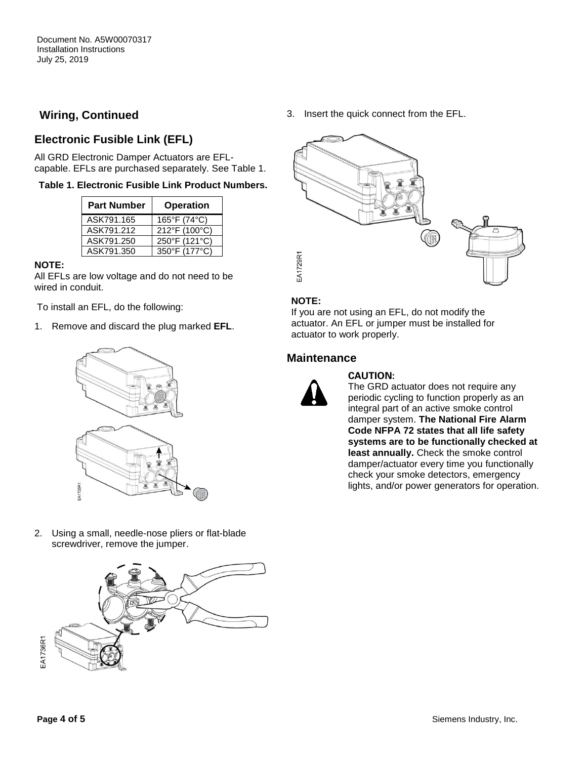## Wiring, Continued

## Electronic Fusible Link (EFL)

All GRD Electronic Damper Actuators are EFL-capable. EFLs are purchased separately. See Table 1.

**Table 1. Electronic Fusible Link Product Numbers.**

| Part Number | Operation |
|---|---|
| ASK791.165 | 165°F (74°C) |
| ASK791.212 | 212°F (100°C) |
| ASK791.250 | 250°F (121°C) |
| ASK791.350 | 350°F (177°C) |

**NOTE:**
All EFLs are low voltage and do not need to be wired in conduit.

To install an EFL, do the following:

1. Remove and discard the plug marked **EFL**.

EA1735R1

2. Using a small, needle-nose pliers or flat-blade screwdriver, remove the jumper.

EA1736R1

3. Insert the quick connect from the EFL.

EA1729R1

**NOTE:**
If you are not using an EFL, do not modify the actuator. An EFL or jumper must be installed for actuator to work properly.

## Maintenance

**CAUTION:**
The GRD actuator does not require any periodic cycling to function properly as an integral part of an active smoke control damper system. **The National Fire Alarm Code NFPA 72 states that all life safety systems are to be functionally checked at least annually.** Check the smoke control damper/actuator every time you functionally check your smoke detectors, emergency lights, and/or power generators for operation.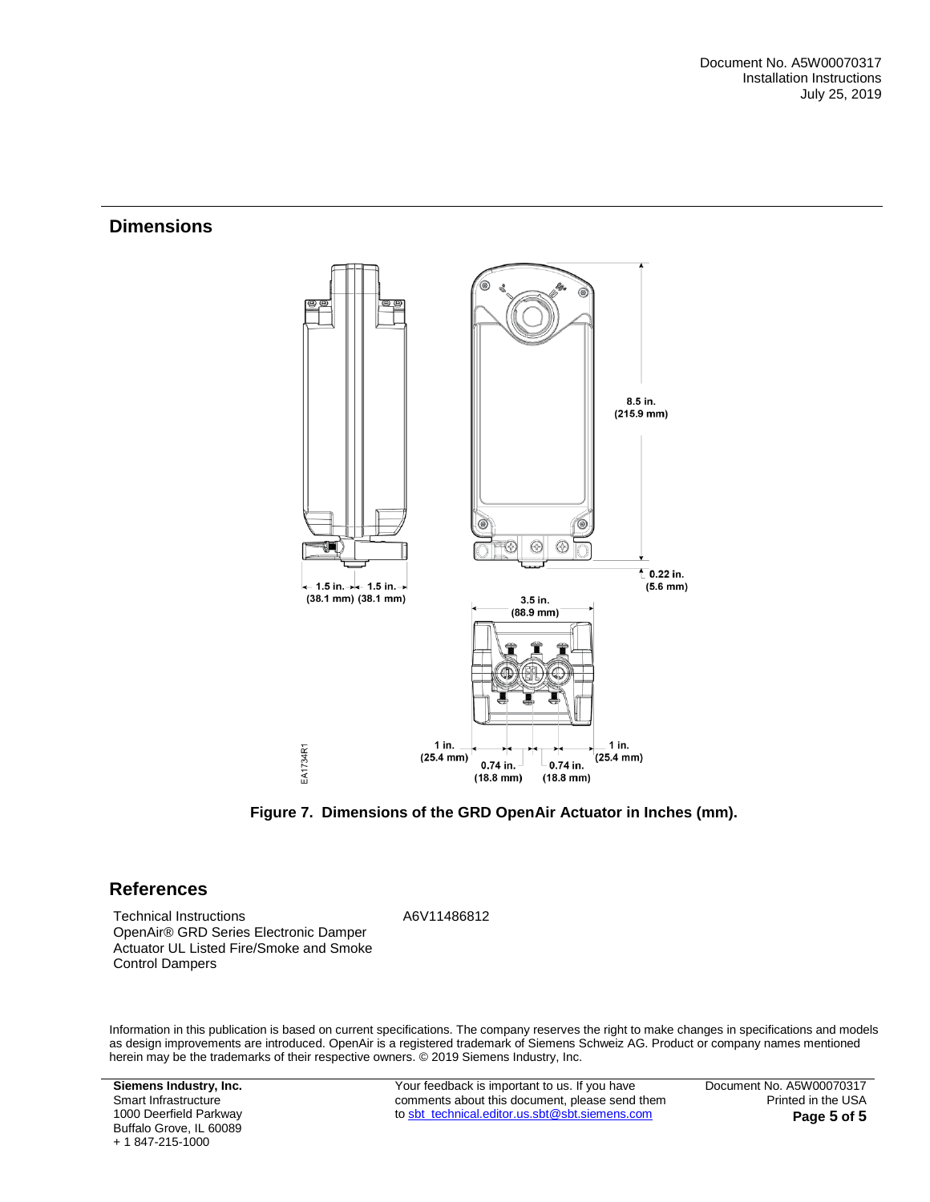## Dimensions

8.5 in.
(215.9 mm)

0.22 in.
(5.6 mm)

1.5 in. 1.5 in.
(38.1 mm) (38.1 mm)

3.5 in.
(88.9 mm)

1 in.
(25.4 mm)

0.74 in.
(18.8 mm)

0.74 in.
(18.8 mm)

1 in.
(25.4 mm)

EA1734R1

**Figure 7. Dimensions of the GRD OpenAir Actuator in Inches (mm).**

## References

| | |
|---|---|
| Technical Instructions OpenAir® GRD Series Electronic Damper Actuator UL Listed Fire/Smoke and Smoke Control Dampers | A6V11486812 |

Information in this publication is based on current specifications. The company reserves the right to make changes in specifications and models as design improvements are introduced. OpenAir is a registered trademark of Siemens Schweiz AG. Product or company names mentioned herein may be the trademarks of their respective owners. © 2019 Siemens Industry, Inc.

**Siemens Industry, Inc.**
Smart Infrastructure
1000 Deerfield Parkway
Buffalo Grove, IL 60089
+ 1 847-215-1000

Your feedback is important to us. If you have comments about this document, please send them to sbt_technical.editor.us.sbt@sbt.siemens.com

Document No. A5W00070317
Printed in the USA